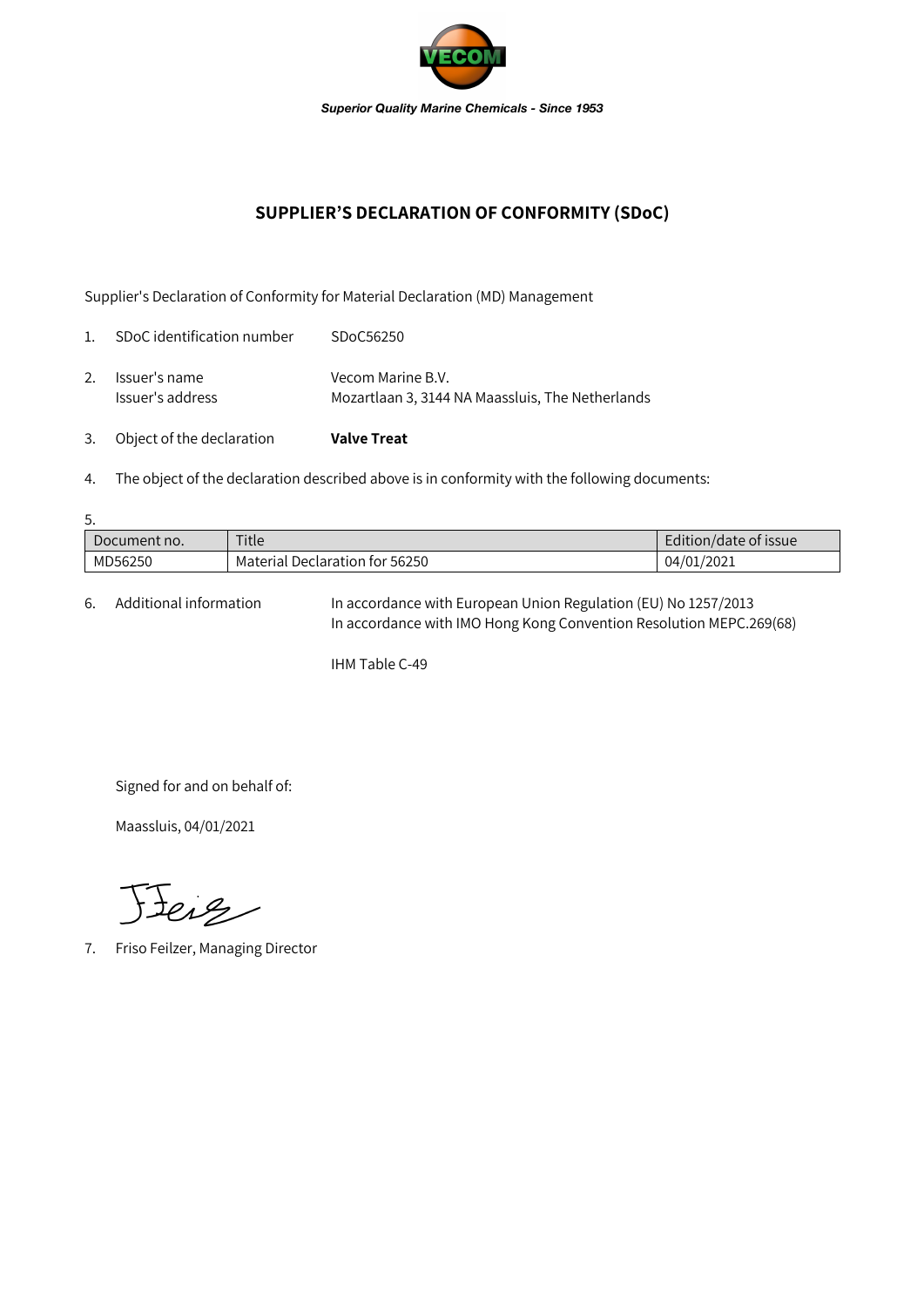*Superior Quality Marine Chemicals - Since 1953*

## SUPPLIER'S DECLARATION OF CONFORMITY (SDoC)

Supplier's Declaration of Conformity for Material Declaration (MD) Management

1. SDoC identification number SDoC56250

2. Issuer's name Vecom Marine B.V.
   Issuer's address Mozartlaan 3, 3144 NA Maassluis, The Netherlands

3. Object of the declaration **Valve Treat**

4. The object of the declaration described above is in conformity with the following documents:

5.

| Document no. | Title | Edition/date of issue |
|---|---|---|
| MD56250 | Material Declaration for 56250 | 04/01/2021 |

6. Additional information In accordance with European Union Regulation (EU) No 1257/2013
   In accordance with IMO Hong Kong Convention Resolution MEPC.269(68)

   IHM Table C-49

Signed for and on behalf of:

Maassluis, 04/01/2021

7. Friso Feilzer, Managing Director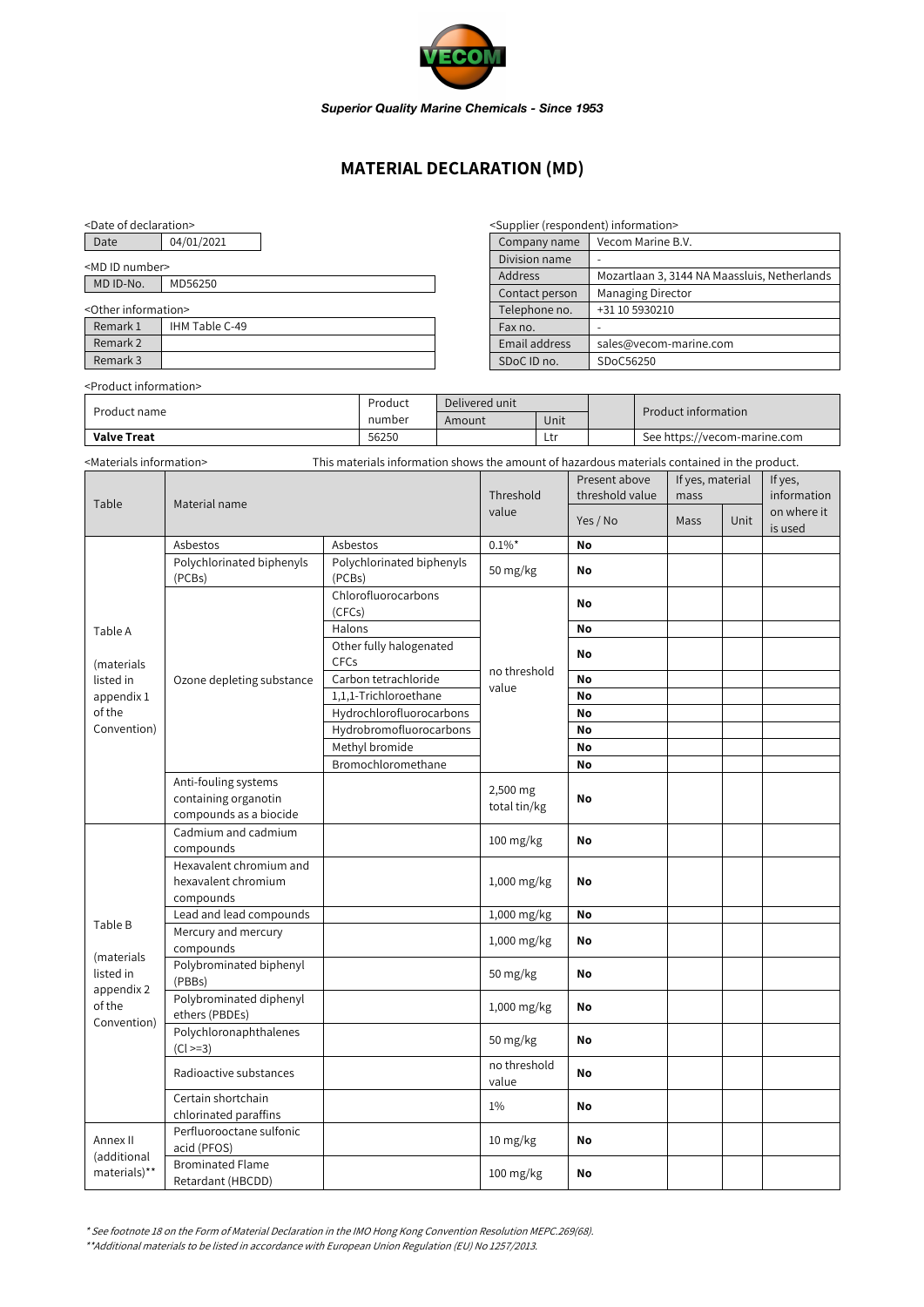VECOM

*Superior Quality Marine Chemicals - Since 1953*

# MATERIAL DECLARATION (MD)

<Date of declaration>

| | |
|---|---|
| Date | 04/01/2021 |

<MD ID number>

| | |
|---|---|
| MD ID-No. | MD56250 |

<Other information>

| | |
|---|---|
| Remark 1 | IHM Table C-49 |
| Remark 2 | |
| Remark 3 | |

<Supplier (respondent) information>

| | |
|---|---|
| Company name | Vecom Marine B.V. |
| Division name | - |
| Address | Mozartlaan 3, 3144 NA Maassluis, Netherlands |
| Contact person | Managing Director |
| Telephone no. | +31 10 5930210 |
| Fax no. | - |
| Email address | sales@vecom-marine.com |
| SDoC ID no. | SDoC56250 |

<Product information>

| Product name | Product number | Delivered unit | | | Product information |
|---|---|---|---|---|---|
| | | Amount | Unit | | |
| **Valve Treat** | 56250 | | Ltr | | See https://vecom-marine.com |

<Materials information> This materials information shows the amount of hazardous materials contained in the product.

| Table | Material name | | Threshold value | Present above threshold value | If yes, material mass | | If yes, information on where it is used |
|---|---|---|---|---|---|---|---|
| | | | | Yes / No | Mass | Unit | |
| Table A (materials listed in appendix 1 of the Convention) | Asbestos | Asbestos | 0.1%* | **No** | | | |
| | Polychlorinated biphenyls (PCBs) | Polychlorinated biphenyls (PCBs) | 50 mg/kg | **No** | | | |
| | Ozone depleting substance | Chlorofluorocarbons (CFCs) | no threshold value | **No** | | | |
| | | Halons | | **No** | | | |
| | | Other fully halogenated CFCs | | **No** | | | |
| | | Carbon tetrachloride | | **No** | | | |
| | | 1,1,1-Trichloroethane | | **No** | | | |
| | | Hydrochlorofluorocarbons | | **No** | | | |
| | | Hydrobromofluorocarbons | | **No** | | | |
| | | Methyl bromide | | **No** | | | |
| | | Bromochloromethane | | **No** | | | |
| | Anti-fouling systems containing organotin compounds as a biocide | | 2,500 mg total tin/kg | **No** | | | |
| Table B (materials listed in appendix 2 of the Convention) | Cadmium and cadmium compounds | | 100 mg/kg | **No** | | | |
| | Hexavalent chromium and hexavalent chromium compounds | | 1,000 mg/kg | **No** | | | |
| | Lead and lead compounds | | 1,000 mg/kg | **No** | | | |
| | Mercury and mercury compounds | | 1,000 mg/kg | **No** | | | |
| | Polybrominated biphenyl (PBBs) | | 50 mg/kg | **No** | | | |
| | Polybrominated diphenyl ethers (PBDEs) | | 1,000 mg/kg | **No** | | | |
| | Polychloronaphthalenes (Cl >=3) | | 50 mg/kg | **No** | | | |
| | Radioactive substances | | no threshold value | **No** | | | |
| | Certain shortchain chlorinated paraffins | | 1% | **No** | | | |
| Annex II (additional materials)** | Perfluorooctane sulfonic acid (PFOS) | | 10 mg/kg | **No** | | | |
| | Brominated Flame Retardant (HBCDD) | | 100 mg/kg | **No** | | | |

*\* See footnote 18 on the Form of Material Declaration in the IMO Hong Kong Convention Resolution MEPC.269(68).*

*\*\*Additional materials to be listed in accordance with European Union Regulation (EU) No 1257/2013.*